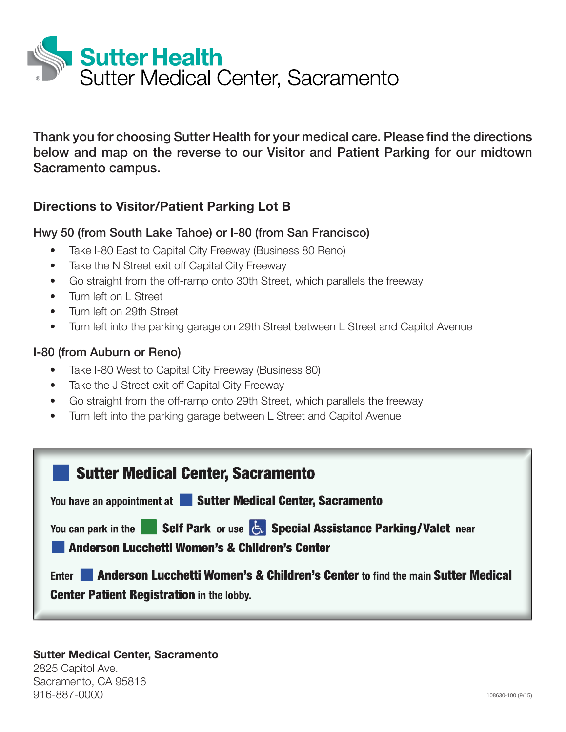# Sutter Health
## Sutter Medical Center, Sacramento

**Thank you for choosing Sutter Health for your medical care. Please find the directions below and map on the reverse to our Visitor and Patient Parking for our midtown Sacramento campus.**

### Directions to Visitor/Patient Parking Lot B

#### Hwy 50 (from South Lake Tahoe) or I-80 (from San Francisco)

- Take I-80 East to Capital City Freeway (Business 80 Reno)
- Take the N Street exit off Capital City Freeway
- Go straight from the off-ramp onto 30th Street, which parallels the freeway
- Turn left on L Street
- Turn left on 29th Street
- Turn left into the parking garage on 29th Street between L Street and Capitol Avenue

#### I-80 (from Auburn or Reno)

- Take I-80 West to Capital City Freeway (Business 80)
- Take the J Street exit off Capital City Freeway
- Go straight from the off-ramp onto 29th Street, which parallels the freeway
- Turn left into the parking garage between L Street and Capitol Avenue

---

**Sutter Medical Center, Sacramento**

You have an appointment at **Sutter Medical Center, Sacramento**

You can park in the **Self Park** or use **Special Assistance Parking/Valet** near **Anderson Lucchetti Women's & Children's Center**

Enter **Anderson Lucchetti Women's & Children's Center** to find the main **Sutter Medical Center Patient Registration** in the lobby.

---

**Sutter Medical Center, Sacramento**
2825 Capitol Ave.
Sacramento, CA 95816
916-887-0000

108630-100 (9/15)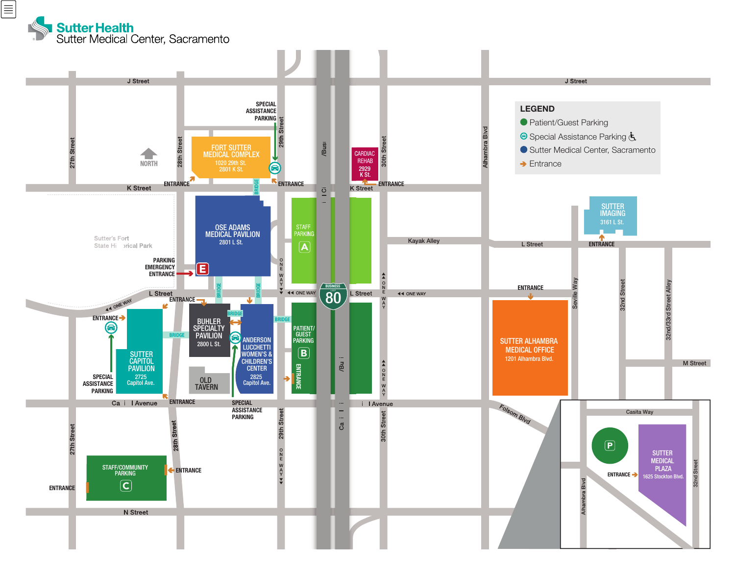# Sutter Health
## Sutter Medical Center, Sacramento

NORTH

J Street

K Street

L Street

M Street

N Street

Capitol Avenue

Kayak Alley

Casita Way

Folsom Blvd

27th Street

28th Street

29th Street

30th Street

Alhambra Blvd

Seville Way

32nd Street

32nd/33rd Street Alley

Business 80

ONE WAY

Sutter's Fort State Historical Park

FORT SUTTER MEDICAL COMPLEX
1020 29th St.
2801 K St.

CARDIAC REHAB
2929 K St.

OSE ADAMS MEDICAL PAVILION
2801 L St.

PARKING EMERGENCY ENTRANCE

STAFF PARKING A

BUHLER SPECIALTY PAVILION
2800 L St.

ANDERSON LUCCHETTI WOMEN'S & CHILDREN'S CENTER
2825 Capitol Ave.

SUTTER CAPITOL PAVILION
2725 Capitol Ave.

OLD TAVERN

PATIENT/GUEST PARKING B

SUTTER IMAGING
3161 L St.

SUTTER ALHAMBRA MEDICAL OFFICE
1201 Alhambra Blvd.

STAFF/COMMUNITY PARKING C

SUTTER MEDICAL PLAZA
1625 Stockton Blvd.

P

SPECIAL ASSISTANCE PARKING

ENTRANCE

BRIDGE

## LEGEND
- Patient/Guest Parking
- Special Assistance Parking
- Sutter Medical Center, Sacramento
- Entrance